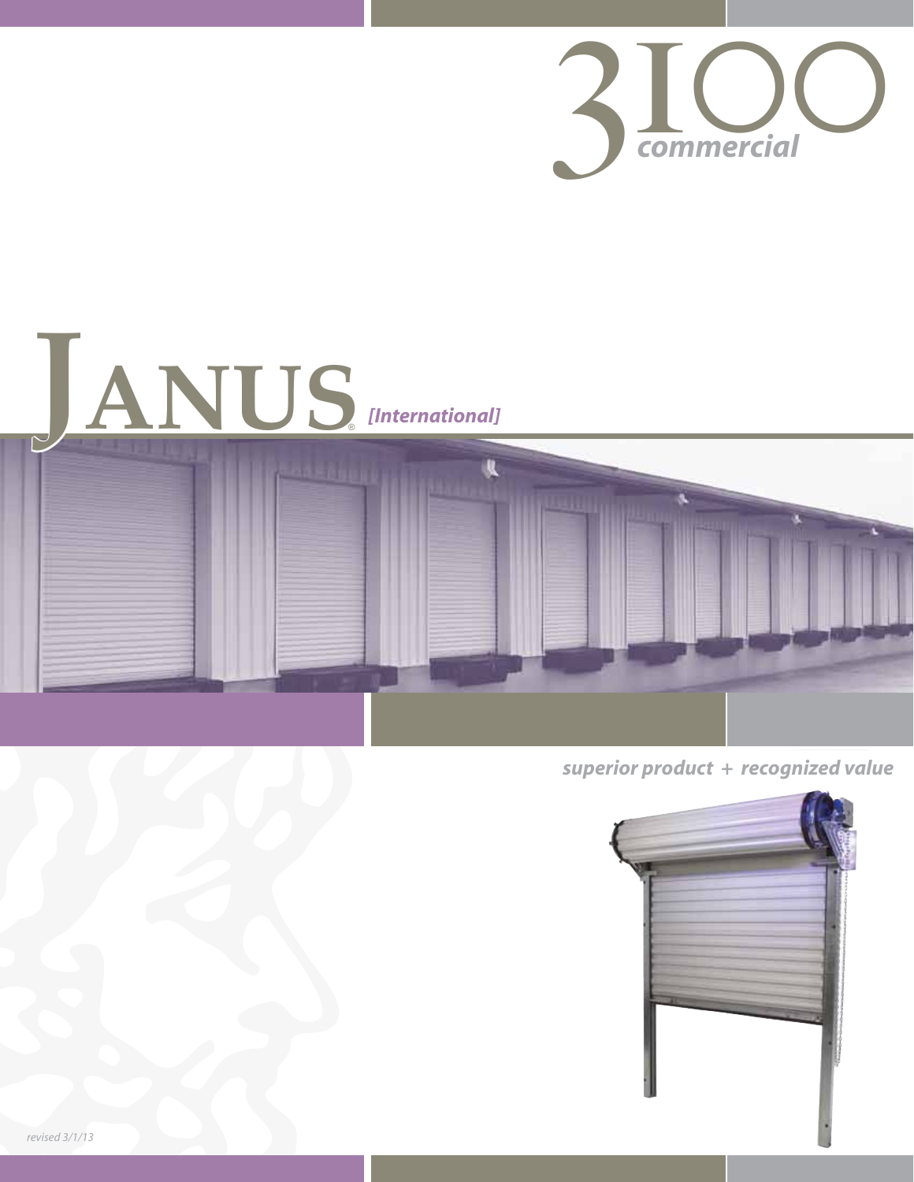# 3100 *commercial*

# JANUS® *[International]*

***superior product + recognized value***

*revised 3/1/13*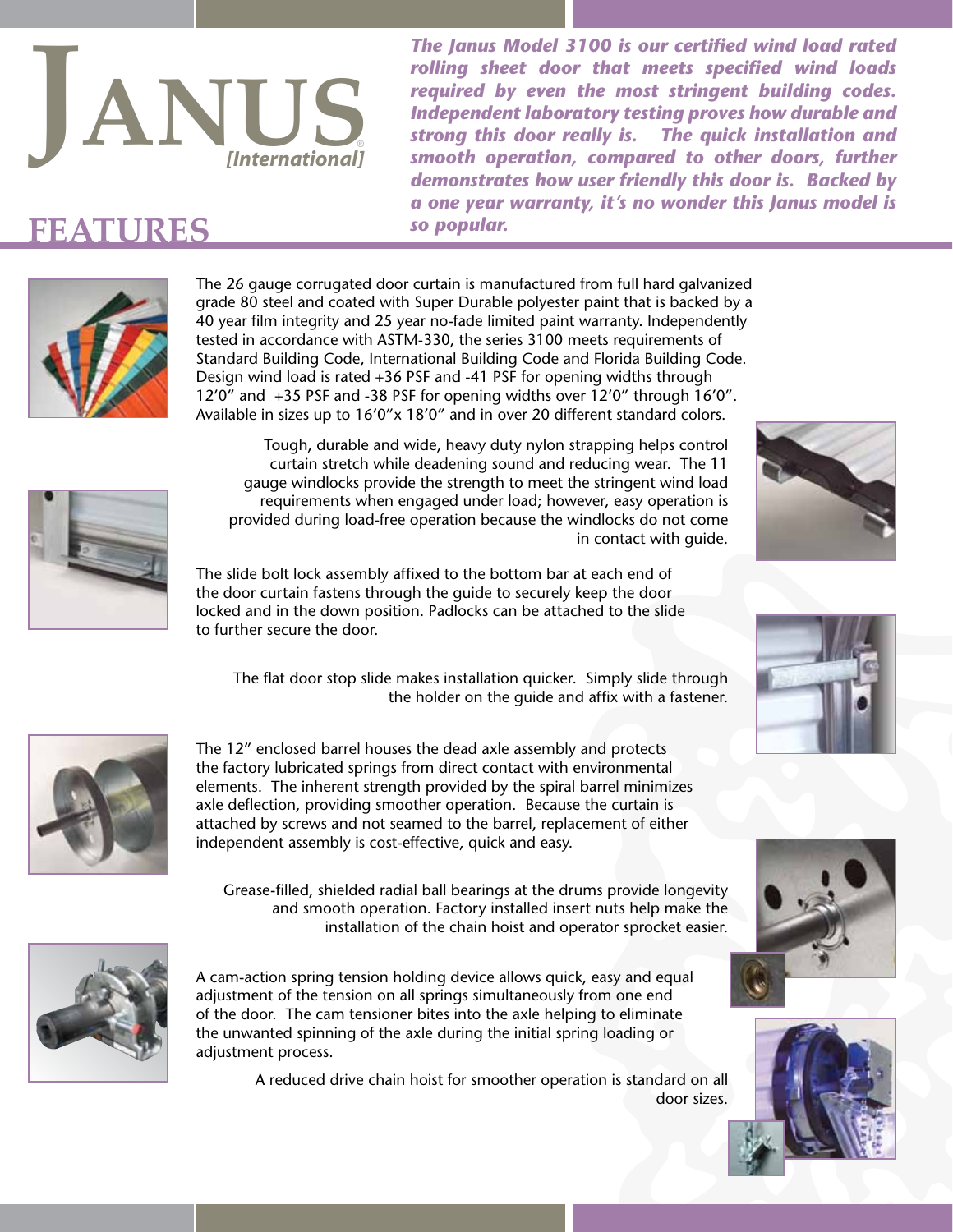# JANUS [International]®

***The Janus Model 3100 is our certified wind load rated rolling sheet door that meets specified wind loads required by even the most stringent building codes. Independent laboratory testing proves how durable and strong this door really is. The quick installation and smooth operation, compared to other doors, further demonstrates how user friendly this door is. Backed by a one year warranty, it's no wonder this Janus model is so popular.***

## FEATURES

The 26 gauge corrugated door curtain is manufactured from full hard galvanized grade 80 steel and coated with Super Durable polyester paint that is backed by a 40 year film integrity and 25 year no-fade limited paint warranty. Independently tested in accordance with ASTM-330, the series 3100 meets requirements of Standard Building Code, International Building Code and Florida Building Code. Design wind load is rated +36 PSF and -41 PSF for opening widths through 12'0" and +35 PSF and -38 PSF for opening widths over 12'0" through 16'0". Available in sizes up to 16'0"x 18'0" and in over 20 different standard colors.

Tough, durable and wide, heavy duty nylon strapping helps control curtain stretch while deadening sound and reducing wear. The 11 gauge windlocks provide the strength to meet the stringent wind load requirements when engaged under load; however, easy operation is provided during load-free operation because the windlocks do not come in contact with guide.

The slide bolt lock assembly affixed to the bottom bar at each end of the door curtain fastens through the guide to securely keep the door locked and in the down position. Padlocks can be attached to the slide to further secure the door.

The flat door stop slide makes installation quicker. Simply slide through the holder on the guide and affix with a fastener.

The 12" enclosed barrel houses the dead axle assembly and protects the factory lubricated springs from direct contact with environmental elements. The inherent strength provided by the spiral barrel minimizes axle deflection, providing smoother operation. Because the curtain is attached by screws and not seamed to the barrel, replacement of either independent assembly is cost-effective, quick and easy.

Grease-filled, shielded radial ball bearings at the drums provide longevity and smooth operation. Factory installed insert nuts help make the installation of the chain hoist and operator sprocket easier.

A cam-action spring tension holding device allows quick, easy and equal adjustment of the tension on all springs simultaneously from one end of the door. The cam tensioner bites into the axle helping to eliminate the unwanted spinning of the axle during the initial spring loading or adjustment process.

A reduced drive chain hoist for smoother operation is standard on all door sizes.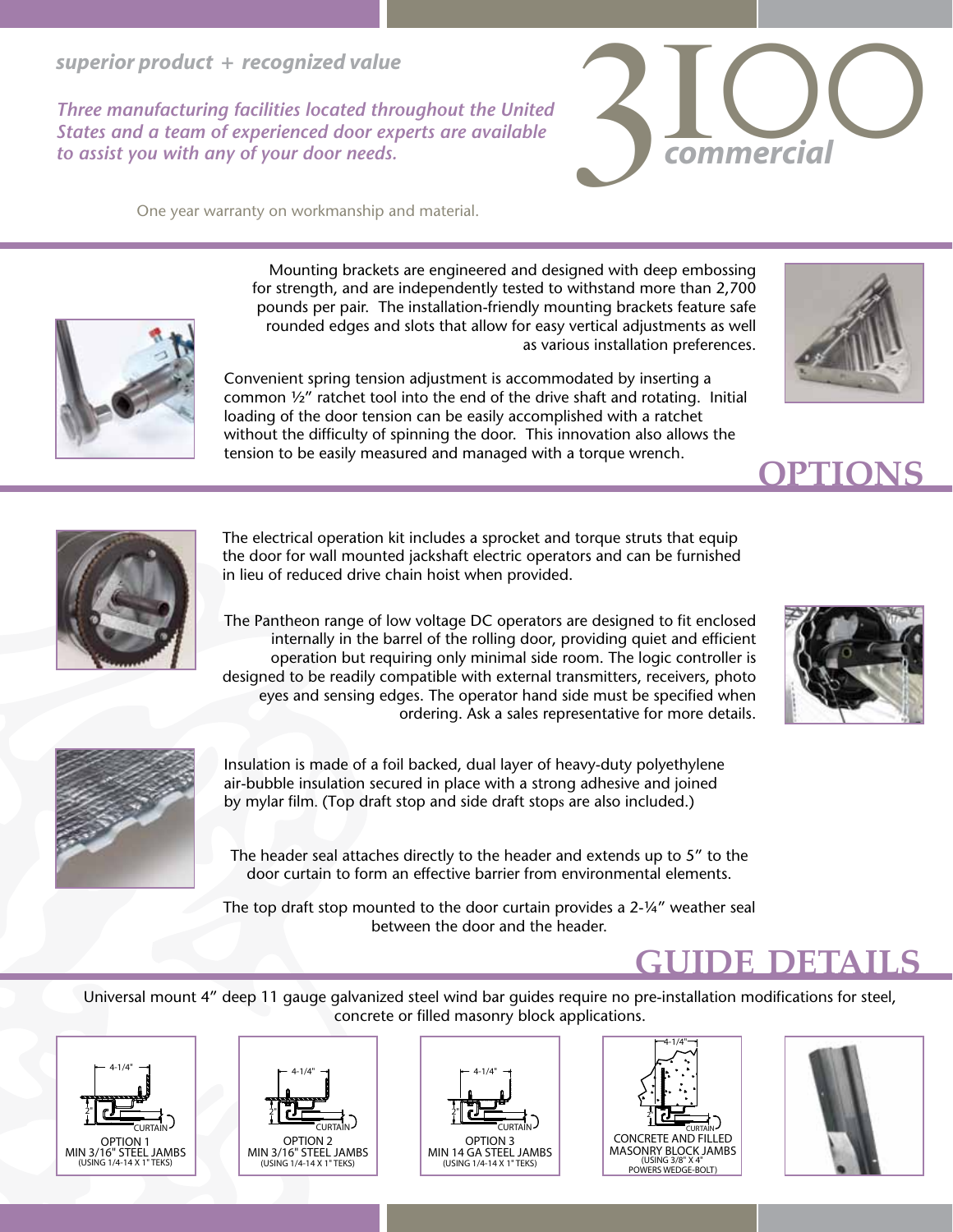*superior product + recognized value*

*Three manufacturing facilities located throughout the United States and a team of experienced door experts are available to assist you with any of your door needs.*

# 3100 *commercial*

One year warranty on workmanship and material.

Mounting brackets are engineered and designed with deep embossing for strength, and are independently tested to withstand more than 2,700 pounds per pair. The installation-friendly mounting brackets feature safe rounded edges and slots that allow for easy vertical adjustments as well as various installation preferences.

Convenient spring tension adjustment is accommodated by inserting a common ½" ratchet tool into the end of the drive shaft and rotating. Initial loading of the door tension can be easily accomplished with a ratchet without the difficulty of spinning the door. This innovation also allows the tension to be easily measured and managed with a torque wrench.

## OPTIONS

The electrical operation kit includes a sprocket and torque struts that equip the door for wall mounted jackshaft electric operators and can be furnished in lieu of reduced drive chain hoist when provided.

The Pantheon range of low voltage DC operators are designed to fit enclosed internally in the barrel of the rolling door, providing quiet and efficient operation but requiring only minimal side room. The logic controller is designed to be readily compatible with external transmitters, receivers, photo eyes and sensing edges. The operator hand side must be specified when ordering. Ask a sales representative for more details.

Insulation is made of a foil backed, dual layer of heavy-duty polyethylene air-bubble insulation secured in place with a strong adhesive and joined by mylar film. (Top draft stop and side draft stops are also included.)

The header seal attaches directly to the header and extends up to 5" to the door curtain to form an effective barrier from environmental elements.

The top draft stop mounted to the door curtain provides a 2-¼" weather seal between the door and the header.

## GUIDE DETAILS

Universal mount 4" deep 11 gauge galvanized steel wind bar guides require no pre-installation modifications for steel, concrete or filled masonry block applications.

4-1/4" 2" CURTAIN
OPTION 1
MIN 3/16" STEEL JAMBS
(USING 1/4-14 X 1" TEKS)

4-1/4" 2" CURTAIN
OPTION 2
MIN 3/16" STEEL JAMBS
(USING 1/4-14 X 1" TEKS)

4-1/4" 2" CURTAIN
OPTION 3
MIN 14 GA STEEL JAMBS
(USING 1/4-14 X 1" TEKS)

4-1/4" 2" CURTAIN
CONCRETE AND FILLED MASONRY BLOCK JAMBS
(USING 3/8" X 4" POWERS WEDGE-BOLT)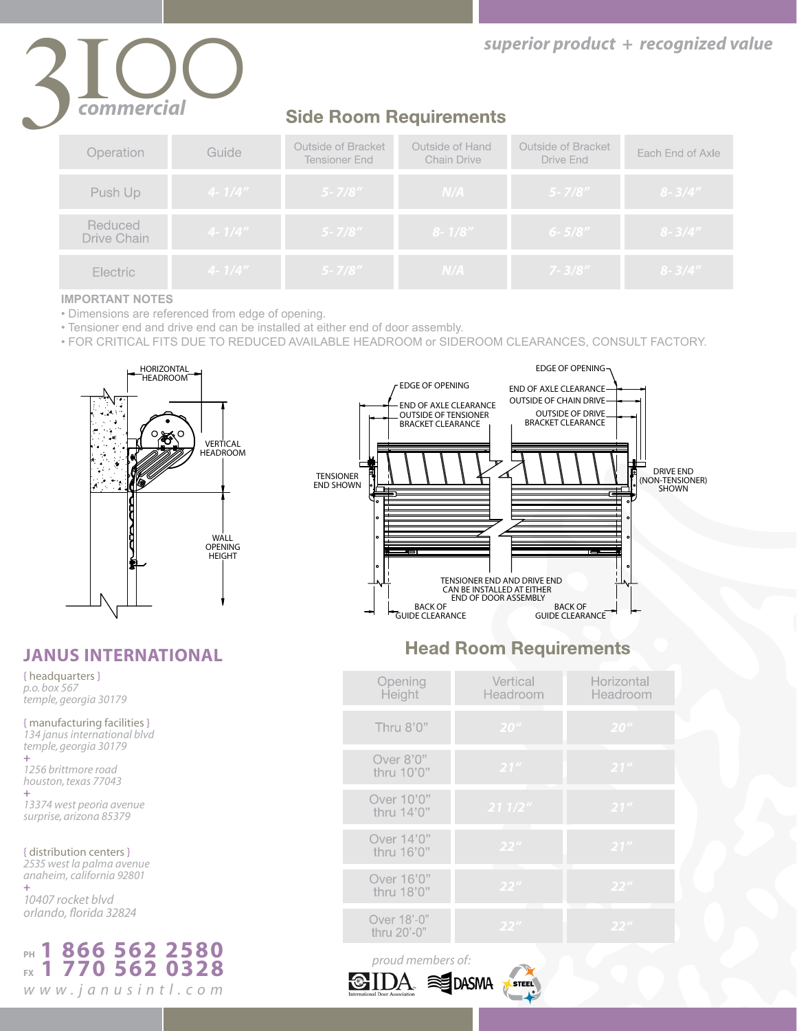# 3100 commercial

*superior product + recognized value*

## Side Room Requirements

| Operation | Guide | Outside of Bracket Tensioner End | Outside of Hand Chain Drive | Outside of Bracket Drive End | Each End of Axle |
|---|---|---|---|---|---|
| Push Up | 4-1/4" | 5-7/8" | N/A | 5-7/8" | 8-3/4" |
| Reduced Drive Chain | 4-1/4" | 5-7/8" | 8-1/8" | 6-5/8" | 8-3/4" |
| Electric | 4-1/4" | 5-7/8" | N/A | 7-3/8" | 8-3/4" |

**IMPORTANT NOTES**

- Dimensions are referenced from edge of opening.
- Tensioner end and drive end can be installed at either end of door assembly.
- FOR CRITICAL FITS DUE TO REDUCED AVAILABLE HEADROOM or SIDEROOM CLEARANCES, CONSULT FACTORY.

HORIZONTAL HEADROOM

VERTICAL HEADROOM

WALL OPENING HEIGHT

EDGE OF OPENING

END OF AXLE CLEARANCE

OUTSIDE OF TENSIONER BRACKET CLEARANCE

END OF AXLE CLEARANCE

OUTSIDE OF CHAIN DRIVE

OUTSIDE OF DRIVE BRACKET CLEARANCE

TENSIONER END SHOWN

DRIVE END (NON-TENSIONER) SHOWN

TENSIONER END AND DRIVE END CAN BE INSTALLED AT EITHER END OF DOOR ASSEMBLY

BACK OF GUIDE CLEARANCE

BACK OF GUIDE CLEARANCE

## Head Room Requirements

| Opening Height | Vertical Headroom | Horizontal Headroom |
|---|---|---|
| Thru 8'0" | 20" | 20" |
| Over 8'0" thru 10'0" | 21" | 21" |
| Over 10'0" thru 14'0" | 21 1/2" | 21" |
| Over 14'0" thru 16'0" | 22" | 21" |
| Over 16'0" thru 18'0" | 22" | 22" |
| Over 18'-0" thru 20'-0" | 22" | 22" |

## JANUS INTERNATIONAL

{ headquarters }
*p.o. box 567*
*temple, georgia 30179*

{ manufacturing facilities }
*134 janus international blvd*
*temple, georgia 30179*
+
*1256 brittmore road*
*houston, texas 77043*
+
*13374 west peoria avenue*
*surprise, arizona 85379*

{ distribution centers }
*2535 west la palma avenue*
*anaheim, california 92801*
+
*10407 rocket blvd*
*orlando, florida 32824*

PH 1 866 562 2580
FX 1 770 562 0328
www.janusintl.com

*proud members of:*

IDA International Door Association

DASMA

STEEL